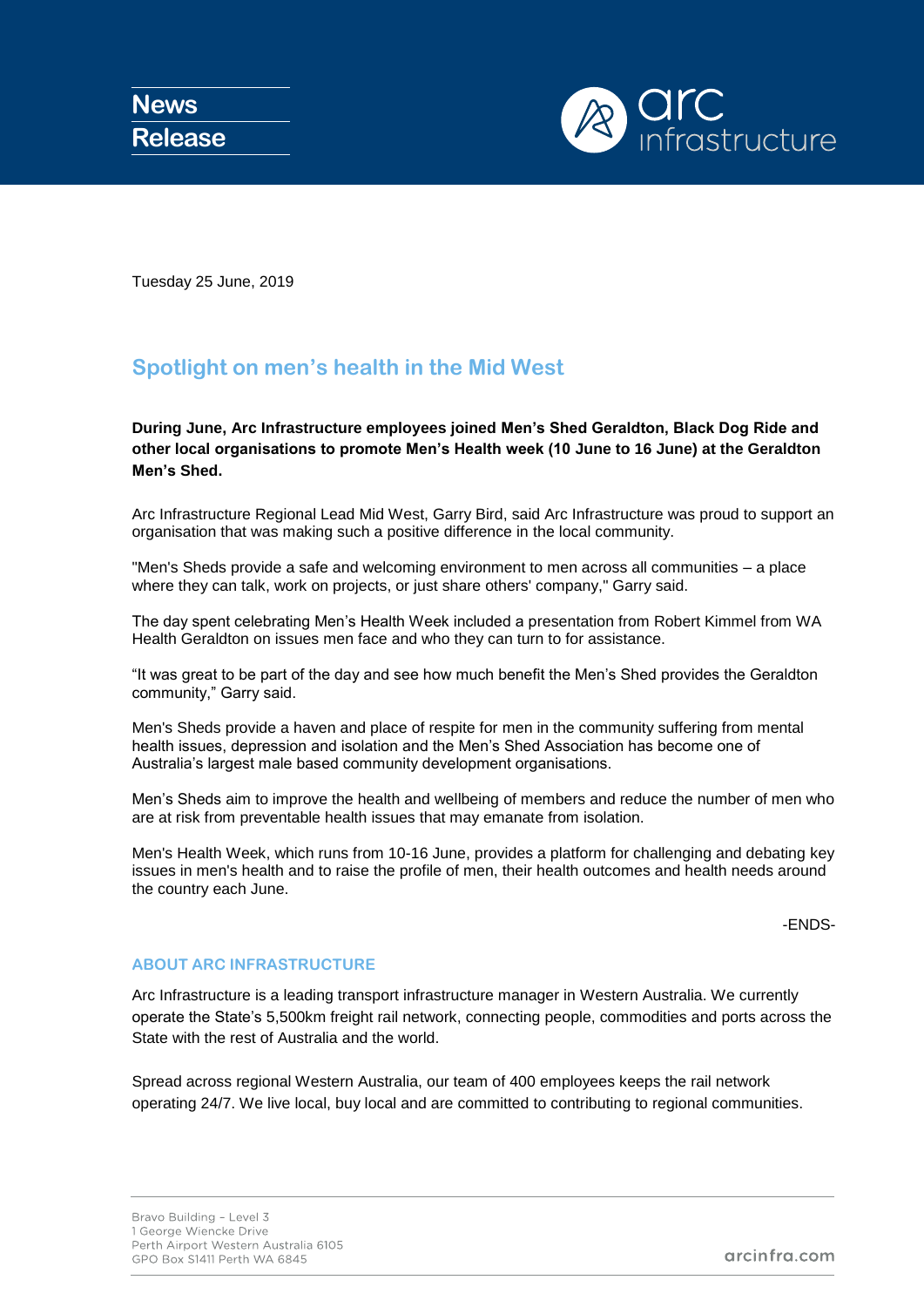**News Release**

arc infrastructure

Tuesday 25 June, 2019

## Spotlight on men's health in the Mid West

**During June, Arc Infrastructure employees joined Men's Shed Geraldton, Black Dog Ride and other local organisations to promote Men's Health week (10 June to 16 June) at the Geraldton Men's Shed.**

Arc Infrastructure Regional Lead Mid West, Garry Bird, said Arc Infrastructure was proud to support an organisation that was making such a positive difference in the local community.

"Men's Sheds provide a safe and welcoming environment to men across all communities – a place where they can talk, work on projects, or just share others' company," Garry said.

The day spent celebrating Men's Health Week included a presentation from Robert Kimmel from WA Health Geraldton on issues men face and who they can turn to for assistance.

"It was great to be part of the day and see how much benefit the Men's Shed provides the Geraldton community," Garry said.

Men's Sheds provide a haven and place of respite for men in the community suffering from mental health issues, depression and isolation and the Men's Shed Association has become one of Australia's largest male based community development organisations.

Men's Sheds aim to improve the health and wellbeing of members and reduce the number of men who are at risk from preventable health issues that may emanate from isolation.

Men's Health Week, which runs from 10-16 June, provides a platform for challenging and debating key issues in men's health and to raise the profile of men, their health outcomes and health needs around the country each June.

-ENDS-

### ABOUT ARC INFRASTRUCTURE

Arc Infrastructure is a leading transport infrastructure manager in Western Australia. We currently operate the State's 5,500km freight rail network, connecting people, commodities and ports across the State with the rest of Australia and the world.

Spread across regional Western Australia, our team of 400 employees keeps the rail network operating 24/7. We live local, buy local and are committed to contributing to regional communities.

Bravo Building – Level 3
1 George Wiencke Drive
Perth Airport Western Australia 6105
GPO Box S1411 Perth WA 6845

arcinfra.com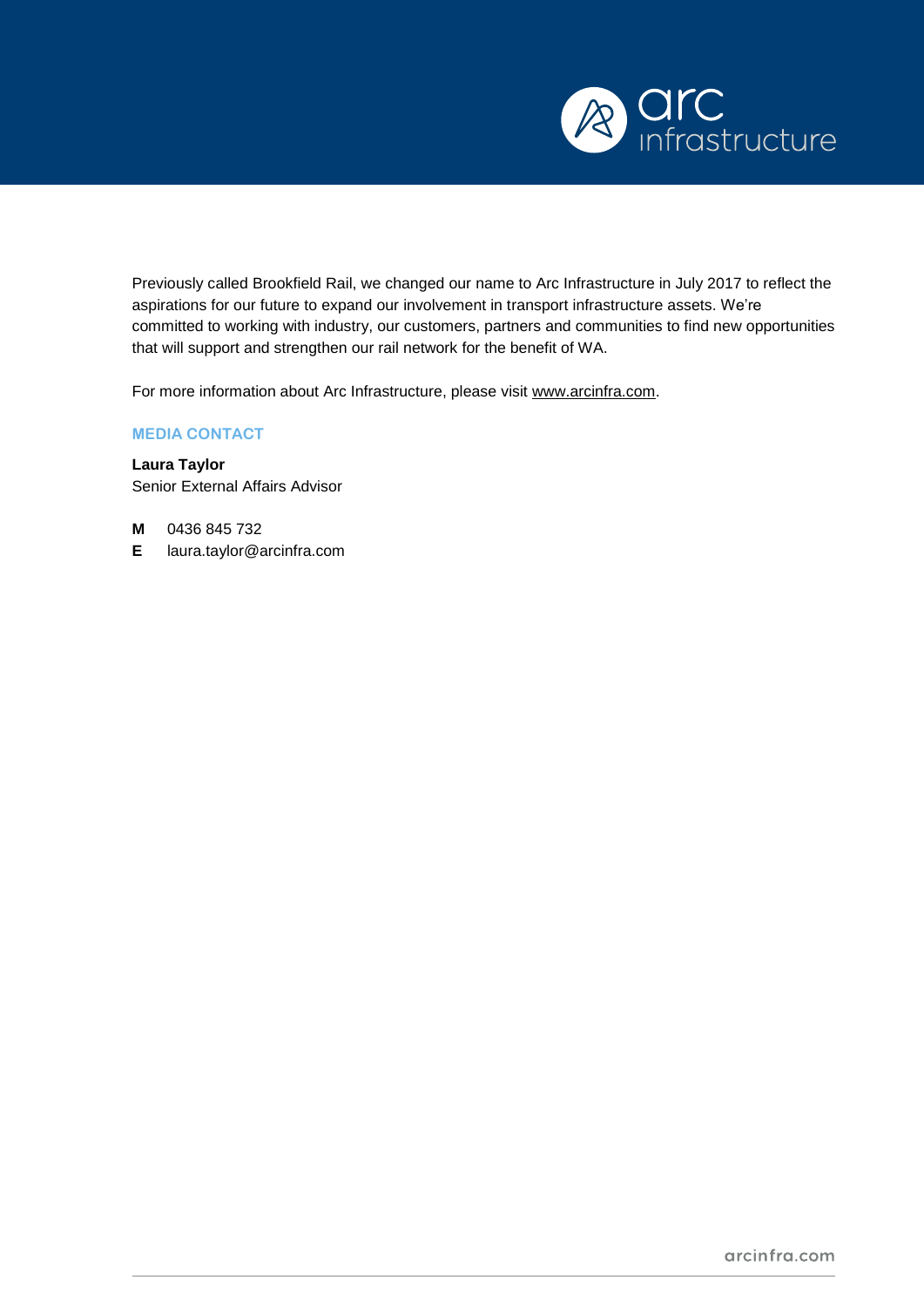Previously called Brookfield Rail, we changed our name to Arc Infrastructure in July 2017 to reflect the aspirations for our future to expand our involvement in transport infrastructure assets. We're committed to working with industry, our customers, partners and communities to find new opportunities that will support and strengthen our rail network for the benefit of WA.

For more information about Arc Infrastructure, please visit www.arcinfra.com.

## MEDIA CONTACT

**Laura Taylor**
Senior External Affairs Advisor

**M** 0436 845 732
**E** laura.taylor@arcinfra.com